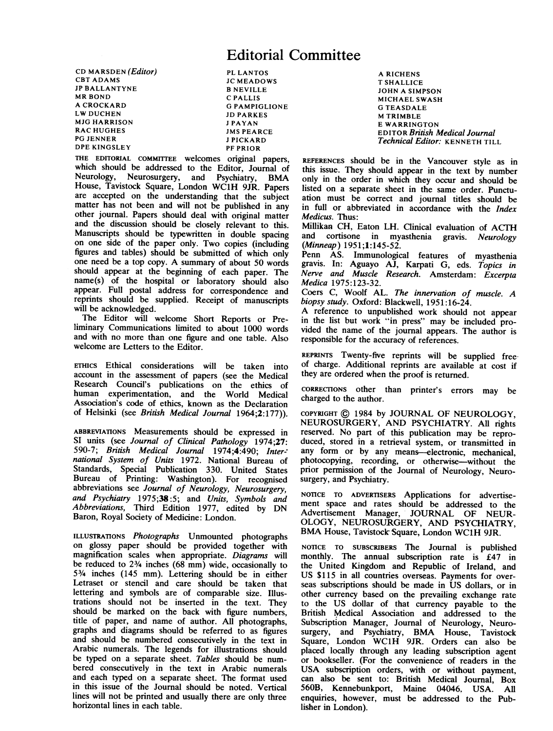# Editorial Committee

CD MARSDEN *(Editor)*
CBT ADAMS
JP BALLANTYNE
MR BOND
A CROCKARD
LW DUCHEN
MJG HARRISON
RAC HUGHES
PG JENNER
DPE KINGSLEY
PL LANTOS
JC MEADOWS
B NEVILLE
C PALLIS
G PAMPIGLIONE
JD PARKES
J PAYAN
JMS PEARCE
J PICKARD
PF PRIOR
A RICHENS
T SHALLICE
JOHN A SIMPSON
MICHAEL SWASH
G TEASDALE
M TRIMBLE
E WARRINGTON
EDITOR *British Medical Journal*
*Technical Editor:* KENNETH TILL

THE EDITORIAL COMMITTEE welcomes original papers, which should be addressed to the Editor, Journal of Neurology, Neurosurgery, and Psychiatry, BMA House, Tavistock Square, London WC1H 9JR. Papers are accepted on the understanding that the subject matter has not been and will not be published in any other journal. Papers should deal with original matter and the discussion should be closely relevant to this. Manuscripts should be typewritten in double spacing on one side of the paper only. Two copies (including figures and tables) should be submitted of which only one need be a top copy. A summary of about 50 words should appear at the beginning of each paper. The name(s) of the hospital or laboratory should also appear. Full postal address for correspondence and reprints should be supplied. Receipt of manuscripts will be acknowledged.

The Editor will welcome Short Reports or Preliminary Communications limited to about 1000 words and with no more than one figure and one table. Also welcome are Letters to the Editor.

ETHICS Ethical considerations will be taken into account in the assessment of papers (see the Medical Research Council's publications on the ethics of human experimentation, and the World Medical Association's code of ethics, known as the Declaration of Helsinki (see *British Medical Journal* 1964;**2**:177)).

ABBREVIATIONS Measurements should be expressed in SI units (see *Journal of Clinical Pathology* 1974;**27**: 590-7; *British Medical Journal* 1974;**4**:490; *International System of Units* 1972. National Bureau of Standards, Special Publication 330. United States Bureau of Printing: Washington). For recognised abbreviations see *Journal of Neurology, Neurosurgery, and Psychiatry* 1975;**38**:5; and *Units, Symbols and Abbreviations*, Third Edition 1977, edited by DN Baron, Royal Society of Medicine: London.

ILLUSTRATIONS *Photographs* Unmounted photographs on glossy paper should be provided together with magnification scales when appropriate. *Diagrams* will be reduced to 2¾ inches (68 mm) wide, occasionally to 5¾ inches (145 mm). Lettering should be in either Letraset or stencil and care should be taken that lettering and symbols are of comparable size. Illustrations should not be inserted in the text. They should be marked on the back with figure numbers, title of paper, and name of author. All photographs, graphs and diagrams should be referred to as figures and should be numbered consecutively in the text in Arabic numerals. The legends for illustrations should be typed on a separate sheet. *Tables* should be numbered consecutively in the text in Arabic numerals and each typed on a separate sheet. The format used in this issue of the Journal should be noted. Vertical lines will not be printed and usually there are only three horizontal lines in each table.

REFERENCES should be in the Vancouver style as in this issue. They should appear in the text by number only in the order in which they occur and should be listed on a separate sheet in the same order. Punctuation must be correct and journal titles should be in full or abbreviated in accordance with the *Index Medicus*. Thus:

Millikan CH, Eaton LH. Clinical evaluation of ACTH and cortisone in myasthenia gravis. *Neurology (Minneap)* 1951;**1**:145-52.

Penn AS. Immunological features of myasthenia gravis. In: Aguayo AJ, Karpati G, eds. *Topics in Nerve and Muscle Research.* Amsterdam: *Excerpta Medica* 1975:123-32.

Coers C, Woolf AL. *The innervation of muscle. A biopsy study.* Oxford: Blackwell, 1951:16-24.

A reference to unpublished work should not appear in the list but work "in press" may be included provided the name of the journal appears. The author is responsible for the accuracy of references.

REPRINTS Twenty-five reprints will be supplied free of charge. Additional reprints are available at cost if they are ordered when the proof is returned.

CORRECTIONS other than printer's errors may be charged to the author.

COPYRIGHT © 1984 by JOURNAL OF NEUROLOGY, NEUROSURGERY, AND PSYCHIATRY. All rights reserved. No part of this publication may be reproduced, stored in a retrieval system, or transmitted in any form or by any means—electronic, mechanical, photocopying, recording, or otherwise—without the prior permission of the Journal of Neurology, Neurosurgery, and Psychiatry.

NOTICE TO ADVERTISERS Applications for advertisement space and rates should be addressed to the Advertisement Manager, JOURNAL OF NEUROLOGY, NEUROSURGERY, AND PSYCHIATRY, BMA House, Tavistock Square, London WC1H 9JR.

NOTICE TO SUBSCRIBERS The Journal is published monthly. The annual subscription rate is £47 in the United Kingdom and Republic of Ireland, and US $115 in all countries overseas. Payments for overseas subscriptions should be made in US dollars, or in other currency based on the prevailing exchange rate to the US dollar of that currency payable to the British Medical Association and addressed to the Subscription Manager, Journal of Neurology, Neurosurgery, and Psychiatry, BMA House, Tavistock Square, London WC1H 9JR. Orders can also be placed locally through any leading subscription agent or bookseller. (For the convenience of readers in the USA subscription orders, with or without payment, can also be sent to: British Medical Journal, Box 560B, Kennebunkport, Maine 04046, USA. All enquiries, however, must be addressed to the Publisher in London).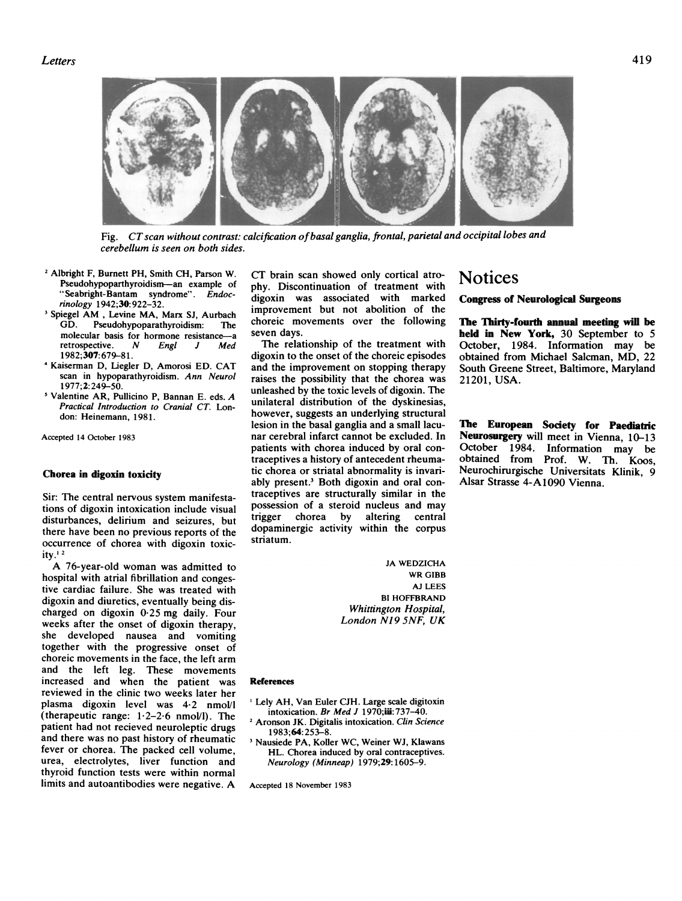Fig. *CT scan without contrast: calcification of basal ganglia, frontal, parietal and occipital lobes and cerebellum is seen on both sides.*

[2] Albright F, Burnett PH, Smith CH, Parson W. Pseudohypoparthyroidism—an example of "Seabright-Bantam syndrome". *Endocrinology* 1942;**30**:922–32.

[3] Spiegel AM, Levine MA, Marx SJ, Aurbach GD. Pseudohypoparathyroidism: The molecular basis for hormone resistance—a retrospective. *N Engl J Med* 1982;**307**:679–81.

[4] Kaiserman D, Liegler D, Amorosi ED. CAT scan in hypoparathyroidism. *Ann Neurol* 1977;**2**:249–50.

[5] Valentine AR, Pullicino P, Bannan E. eds. *A Practical Introduction to Cranial CT.* London: Heinemann, 1981.

Accepted 14 October 1983

### Chorea in digoxin toxicity

Sir: The central nervous system manifestations of digoxin intoxication include visual disturbances, delirium and seizures, but there have been no previous reports of the occurrence of chorea with digoxin toxicity.[1,2]

A 76-year-old woman was admitted to hospital with atrial fibrillation and congestive cardiac failure. She was treated with digoxin and diuretics, eventually being discharged on digoxin 0·25 mg daily. Four weeks after the onset of digoxin therapy, she developed nausea and vomiting together with the progressive onset of choreic movements in the face, the left arm and the left leg. These movements increased and when the patient was reviewed in the clinic two weeks later her plasma digoxin level was 4·2 nmol/l (therapeutic range: 1·2–2·6 nmol/l). The patient had not recieved neuroleptic drugs and there was no past history of rheumatic fever or chorea. The packed cell volume, urea, electrolytes, liver function and thyroid function tests were within normal limits and autoantibodies were negative. A CT brain scan showed only cortical atrophy. Discontinuation of treatment with digoxin was associated with marked improvement but not abolition of the choreic movements over the following seven days.

The relationship of the treatment with digoxin to the onset of the choreic episodes and the improvement on stopping therapy raises the possibility that the chorea was unleashed by the toxic levels of digoxin. The unilateral distribution of the dyskinesias, however, suggests an underlying structural lesion in the basal ganglia and a small lacunar cerebral infarct cannot be excluded. In patients with chorea induced by oral contraceptives a history of antecedent rheumatic chorea or striatal abnormality is invariably present.[3] Both digoxin and oral contraceptives are structurally similar in the possession of a steroid nucleus and may trigger chorea by altering central dopaminergic activity within the corpus striatum.

JA WEDZICHA
WR GIBB
AJ LEES
BI HOFFBRAND
*Whittington Hospital, London N19 5NF, UK*

#### References

[1] Lely AH, Van Euler CJH. Large scale digitoxin intoxication. *Br Med J* 1970;**iii**:737–40.

[2] Aronson JK. Digitalis intoxication. *Clin Science* 1983;**64**:253–8.

[3] Nausiede PA, Koller WC, Weiner WJ, Klawans HL. Chorea induced by oral contraceptives. *Neurology (Minneap)* 1979;**29**:1605–9.

Accepted 18 November 1983

# Notices

### Congress of Neurological Surgeons

**The Thirty-fourth annual meeting will be held in New York,** 30 September to 5 October, 1984. Information may be obtained from Michael Salcman, MD, 22 South Greene Street, Baltimore, Maryland 21201, USA.

**The European Society for Paediatric Neurosurgery** will meet in Vienna, 10–13 October 1984. Information may be obtained from Prof. W. Th. Koos, Neurochirurgische Universitats Klinik, 9 Alsar Strasse 4-A1090 Vienna.